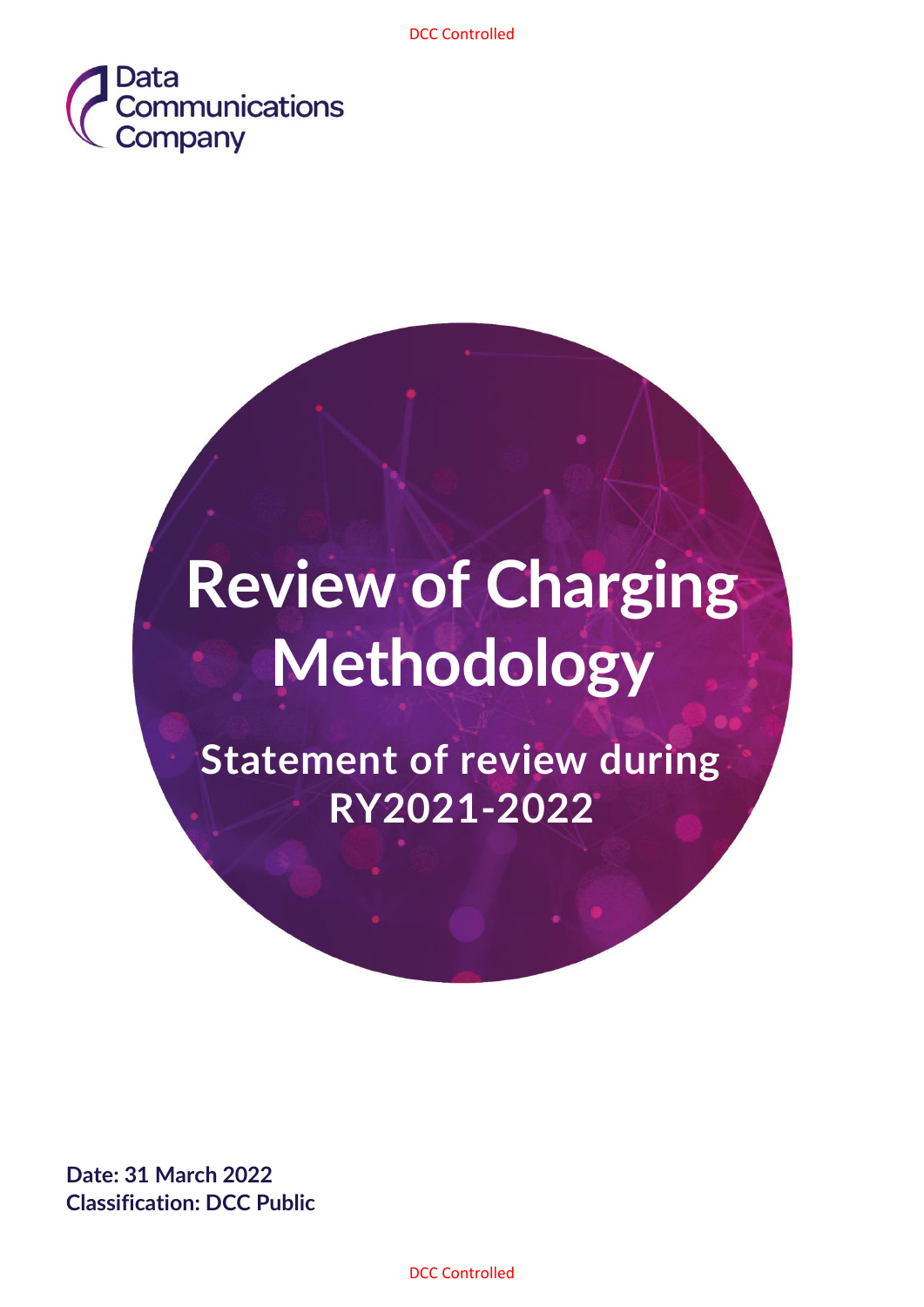Data Communications Company

# Review of Charging Methodology

## Statement of review during RY2021-2022

**Date: 31 March 2022**
**Classification: DCC Public**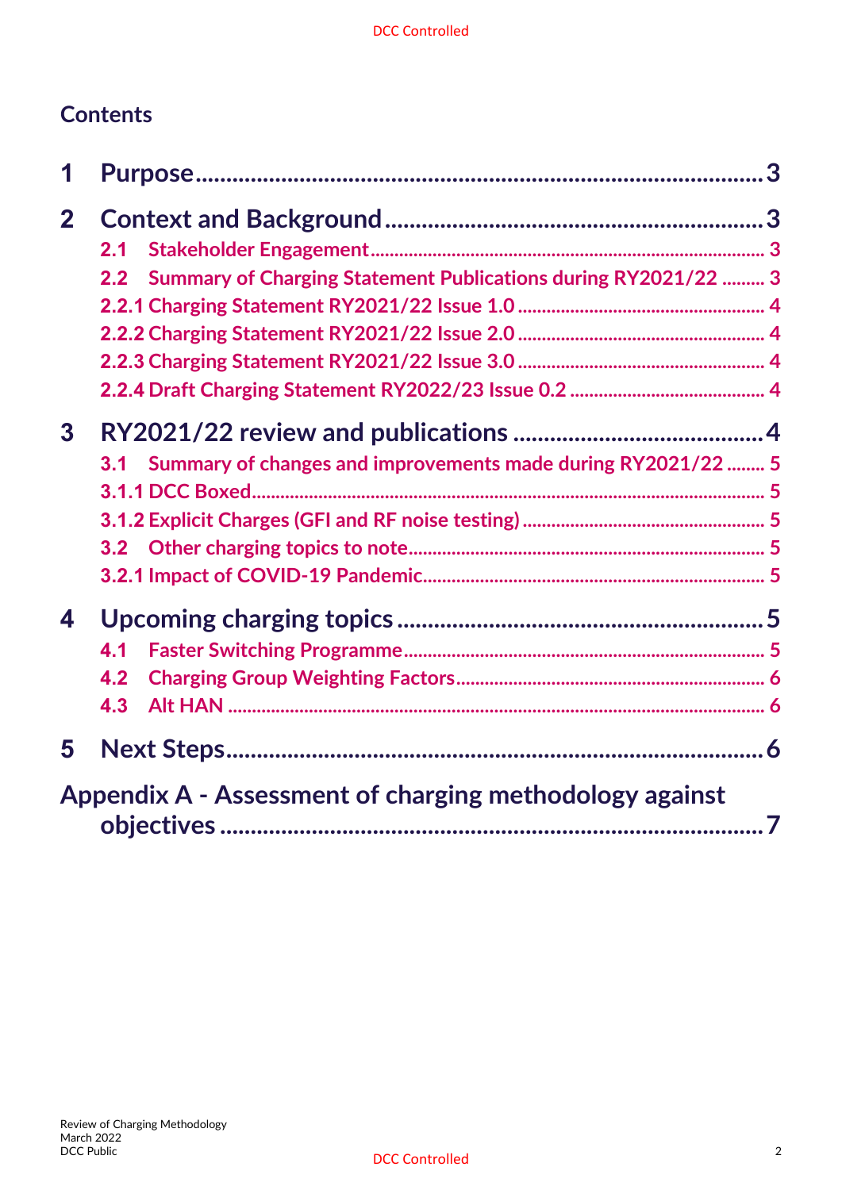## Contents

1 Purpose ... 3

2 Context and Background ... 3

- 2.1 Stakeholder Engagement ... 3
- 2.2 Summary of Charging Statement Publications during RY2021/22 ... 3
- 2.2.1 Charging Statement RY2021/22 Issue 1.0 ... 4
- 2.2.2 Charging Statement RY2021/22 Issue 2.0 ... 4
- 2.2.3 Charging Statement RY2021/22 Issue 3.0 ... 4
- 2.2.4 Draft Charging Statement RY2022/23 Issue 0.2 ... 4

3 RY2021/22 review and publications ... 4

- 3.1 Summary of changes and improvements made during RY2021/22 ... 5
- 3.1.1 DCC Boxed ... 5
- 3.1.2 Explicit Charges (GFI and RF noise testing) ... 5
- 3.2 Other charging topics to note ... 5
- 3.2.1 Impact of COVID-19 Pandemic ... 5

4 Upcoming charging topics ... 5

- 4.1 Faster Switching Programme ... 5
- 4.2 Charging Group Weighting Factors ... 6
- 4.3 Alt HAN ... 6

5 Next Steps ... 6

Appendix A - Assessment of charging methodology against objectives ... 7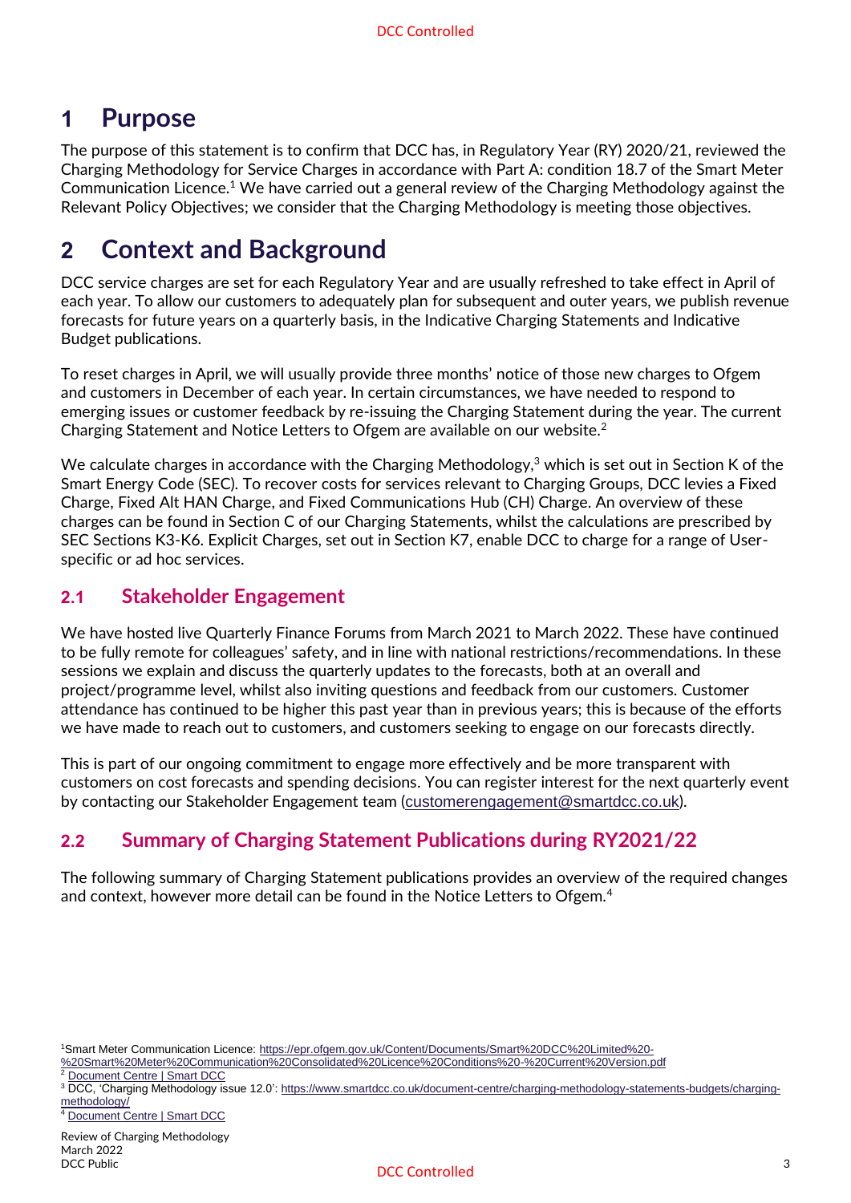# 1 Purpose

The purpose of this statement is to confirm that DCC has, in Regulatory Year (RY) 2020/21, reviewed the Charging Methodology for Service Charges in accordance with Part A: condition 18.7 of the Smart Meter Communication Licence.[1] We have carried out a general review of the Charging Methodology against the Relevant Policy Objectives; we consider that the Charging Methodology is meeting those objectives.

# 2 Context and Background

DCC service charges are set for each Regulatory Year and are usually refreshed to take effect in April of each year. To allow our customers to adequately plan for subsequent and outer years, we publish revenue forecasts for future years on a quarterly basis, in the Indicative Charging Statements and Indicative Budget publications.

To reset charges in April, we will usually provide three months' notice of those new charges to Ofgem and customers in December of each year. In certain circumstances, we have needed to respond to emerging issues or customer feedback by re-issuing the Charging Statement during the year. The current Charging Statement and Notice Letters to Ofgem are available on our website.[2]

We calculate charges in accordance with the Charging Methodology,[3] which is set out in Section K of the Smart Energy Code (SEC). To recover costs for services relevant to Charging Groups, DCC levies a Fixed Charge, Fixed Alt HAN Charge, and Fixed Communications Hub (CH) Charge. An overview of these charges can be found in Section C of our Charging Statements, whilst the calculations are prescribed by SEC Sections K3-K6. Explicit Charges, set out in Section K7, enable DCC to charge for a range of User-specific or ad hoc services.

## 2.1 Stakeholder Engagement

We have hosted live Quarterly Finance Forums from March 2021 to March 2022. These have continued to be fully remote for colleagues' safety, and in line with national restrictions/recommendations. In these sessions we explain and discuss the quarterly updates to the forecasts, both at an overall and project/programme level, whilst also inviting questions and feedback from our customers. Customer attendance has continued to be higher this past year than in previous years; this is because of the efforts we have made to reach out to customers, and customers seeking to engage on our forecasts directly.

This is part of our ongoing commitment to engage more effectively and be more transparent with customers on cost forecasts and spending decisions. You can register interest for the next quarterly event by contacting our Stakeholder Engagement team (customerengagement@smartdcc.co.uk).

## 2.2 Summary of Charging Statement Publications during RY2021/22

The following summary of Charging Statement publications provides an overview of the required changes and context, however more detail can be found in the Notice Letters to Ofgem.[4]

---

[1] Smart Meter Communication Licence: https://epr.ofgem.gov.uk/Content/Documents/Smart%20DCC%20Limited%20-%20Smart%20Meter%20Communication%20Consolidated%20Licence%20Conditions%20-%20Current%20Version.pdf

[2] Document Centre | Smart DCC

[3] DCC, 'Charging Methodology issue 12.0': https://www.smartdcc.co.uk/document-centre/charging-methodology-statements-budgets/charging-methodology/

[4] Document Centre | Smart DCC

Review of Charging Methodology
March 2022
DCC Public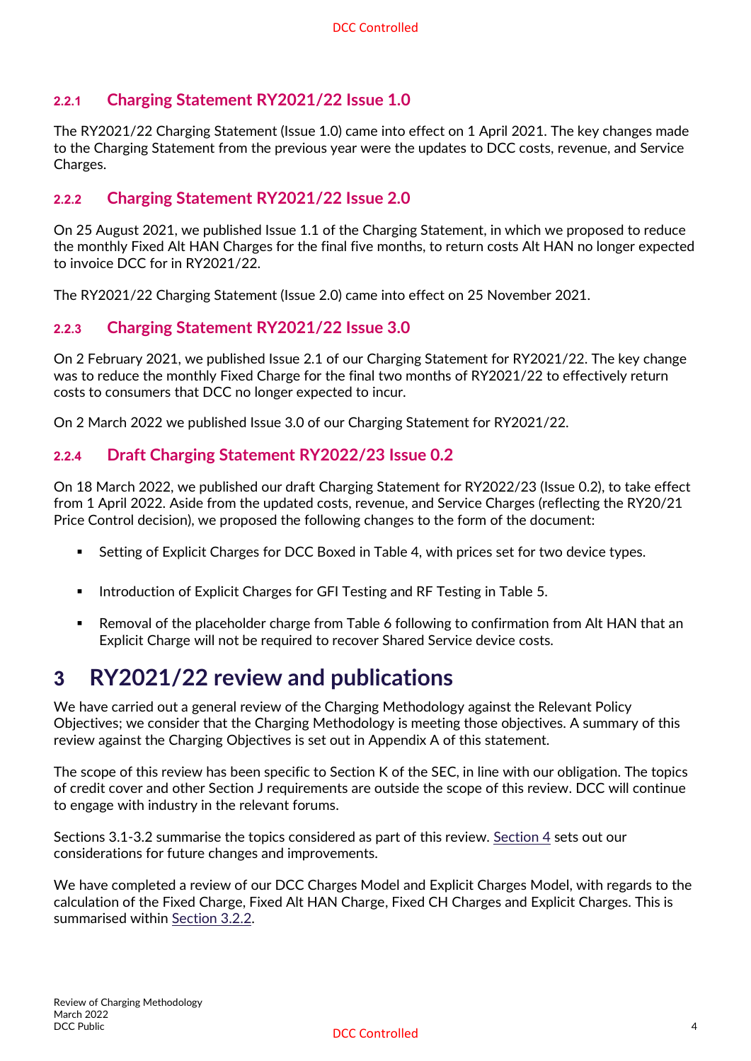### 2.2.1 Charging Statement RY2021/22 Issue 1.0

The RY2021/22 Charging Statement (Issue 1.0) came into effect on 1 April 2021. The key changes made to the Charging Statement from the previous year were the updates to DCC costs, revenue, and Service Charges.

### 2.2.2 Charging Statement RY2021/22 Issue 2.0

On 25 August 2021, we published Issue 1.1 of the Charging Statement, in which we proposed to reduce the monthly Fixed Alt HAN Charges for the final five months, to return costs Alt HAN no longer expected to invoice DCC for in RY2021/22.

The RY2021/22 Charging Statement (Issue 2.0) came into effect on 25 November 2021.

### 2.2.3 Charging Statement RY2021/22 Issue 3.0

On 2 February 2021, we published Issue 2.1 of our Charging Statement for RY2021/22. The key change was to reduce the monthly Fixed Charge for the final two months of RY2021/22 to effectively return costs to consumers that DCC no longer expected to incur.

On 2 March 2022 we published Issue 3.0 of our Charging Statement for RY2021/22.

### 2.2.4 Draft Charging Statement RY2022/23 Issue 0.2

On 18 March 2022, we published our draft Charging Statement for RY2022/23 (Issue 0.2), to take effect from 1 April 2022. Aside from the updated costs, revenue, and Service Charges (reflecting the RY20/21 Price Control decision), we proposed the following changes to the form of the document:

- Setting of Explicit Charges for DCC Boxed in Table 4, with prices set for two device types.
- Introduction of Explicit Charges for GFI Testing and RF Testing in Table 5.
- Removal of the placeholder charge from Table 6 following to confirmation from Alt HAN that an Explicit Charge will not be required to recover Shared Service device costs.

# 3 RY2021/22 review and publications

We have carried out a general review of the Charging Methodology against the Relevant Policy Objectives; we consider that the Charging Methodology is meeting those objectives. A summary of this review against the Charging Objectives is set out in Appendix A of this statement.

The scope of this review has been specific to Section K of the SEC, in line with our obligation. The topics of credit cover and other Section J requirements are outside the scope of this review. DCC will continue to engage with industry in the relevant forums.

Sections 3.1-3.2 summarise the topics considered as part of this review. Section 4 sets out our considerations for future changes and improvements.

We have completed a review of our DCC Charges Model and Explicit Charges Model, with regards to the calculation of the Fixed Charge, Fixed Alt HAN Charge, Fixed CH Charges and Explicit Charges. This is summarised within Section 3.2.2.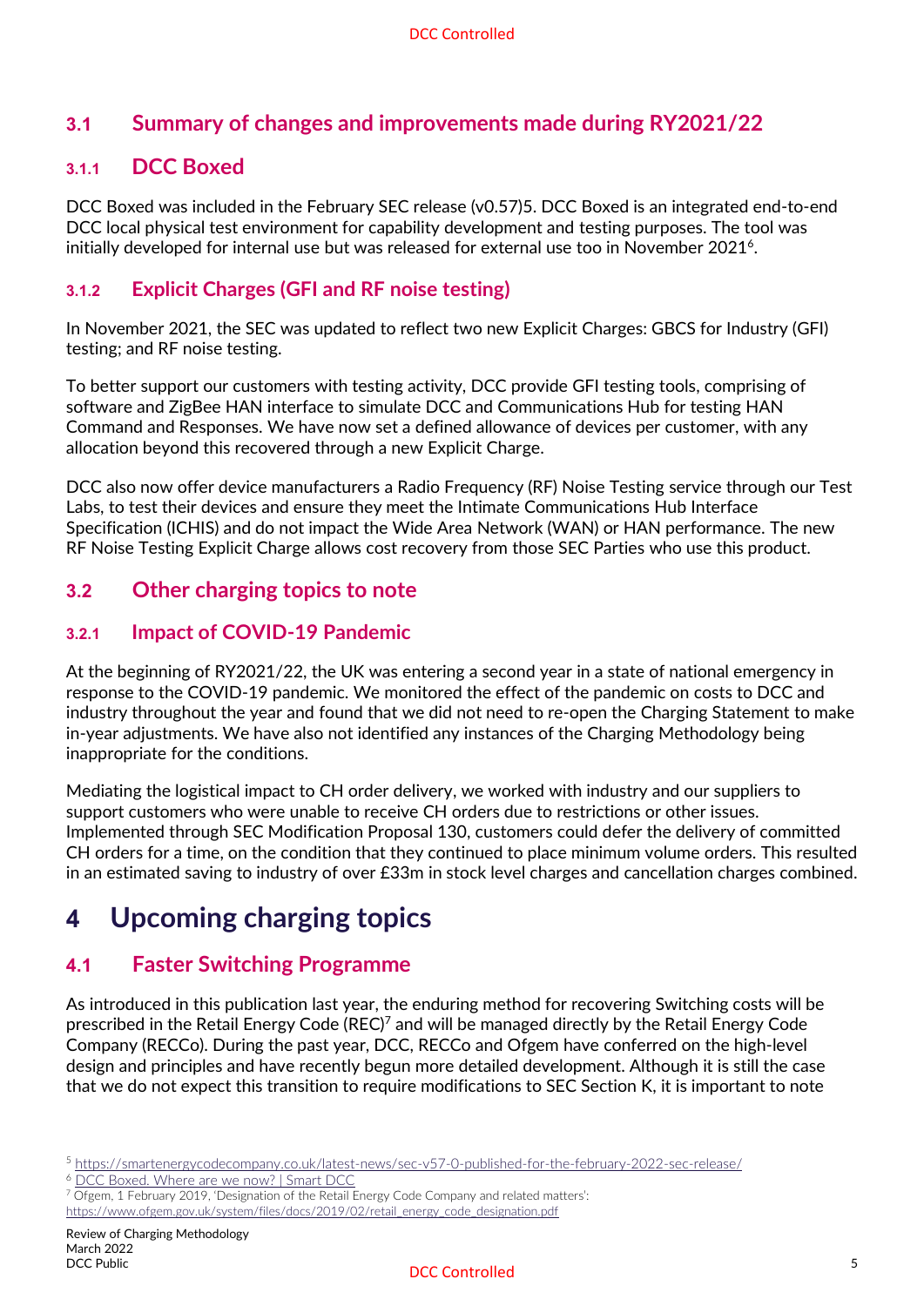### 3.1 Summary of changes and improvements made during RY2021/22

#### 3.1.1 DCC Boxed

DCC Boxed was included in the February SEC release (v0.57)[5]. DCC Boxed is an integrated end-to-end DCC local physical test environment for capability development and testing purposes. The tool was initially developed for internal use but was released for external use too in November 2021[6].

#### 3.1.2 Explicit Charges (GFI and RF noise testing)

In November 2021, the SEC was updated to reflect two new Explicit Charges: GBCS for Industry (GFI) testing; and RF noise testing.

To better support our customers with testing activity, DCC provide GFI testing tools, comprising of software and ZigBee HAN interface to simulate DCC and Communications Hub for testing HAN Command and Responses. We have now set a defined allowance of devices per customer, with any allocation beyond this recovered through a new Explicit Charge.

DCC also now offer device manufacturers a Radio Frequency (RF) Noise Testing service through our Test Labs, to test their devices and ensure they meet the Intimate Communications Hub Interface Specification (ICHIS) and do not impact the Wide Area Network (WAN) or HAN performance. The new RF Noise Testing Explicit Charge allows cost recovery from those SEC Parties who use this product.

### 3.2 Other charging topics to note

#### 3.2.1 Impact of COVID-19 Pandemic

At the beginning of RY2021/22, the UK was entering a second year in a state of national emergency in response to the COVID-19 pandemic. We monitored the effect of the pandemic on costs to DCC and industry throughout the year and found that we did not need to re-open the Charging Statement to make in-year adjustments. We have also not identified any instances of the Charging Methodology being inappropriate for the conditions.

Mediating the logistical impact to CH order delivery, we worked with industry and our suppliers to support customers who were unable to receive CH orders due to restrictions or other issues. Implemented through SEC Modification Proposal 130, customers could defer the delivery of committed CH orders for a time, on the condition that they continued to place minimum volume orders. This resulted in an estimated saving to industry of over £33m in stock level charges and cancellation charges combined.

# 4 Upcoming charging topics

## 4.1 Faster Switching Programme

As introduced in this publication last year, the enduring method for recovering Switching costs will be prescribed in the Retail Energy Code (REC)[7] and will be managed directly by the Retail Energy Code Company (RECCo). During the past year, DCC, RECCo and Ofgem have conferred on the high-level design and principles and have recently begun more detailed development. Although it is still the case that we do not expect this transition to require modifications to SEC Section K, it is important to note

---

[5] https://smartenergycodecompany.co.uk/latest-news/sec-v57-0-published-for-the-february-2022-sec-release/

[6] DCC Boxed. Where are we now? | Smart DCC

[7] Ofgem, 1 February 2019, 'Designation of the Retail Energy Code Company and related matters': https://www.ofgem.gov.uk/system/files/docs/2019/02/retail_energy_code_designation.pdf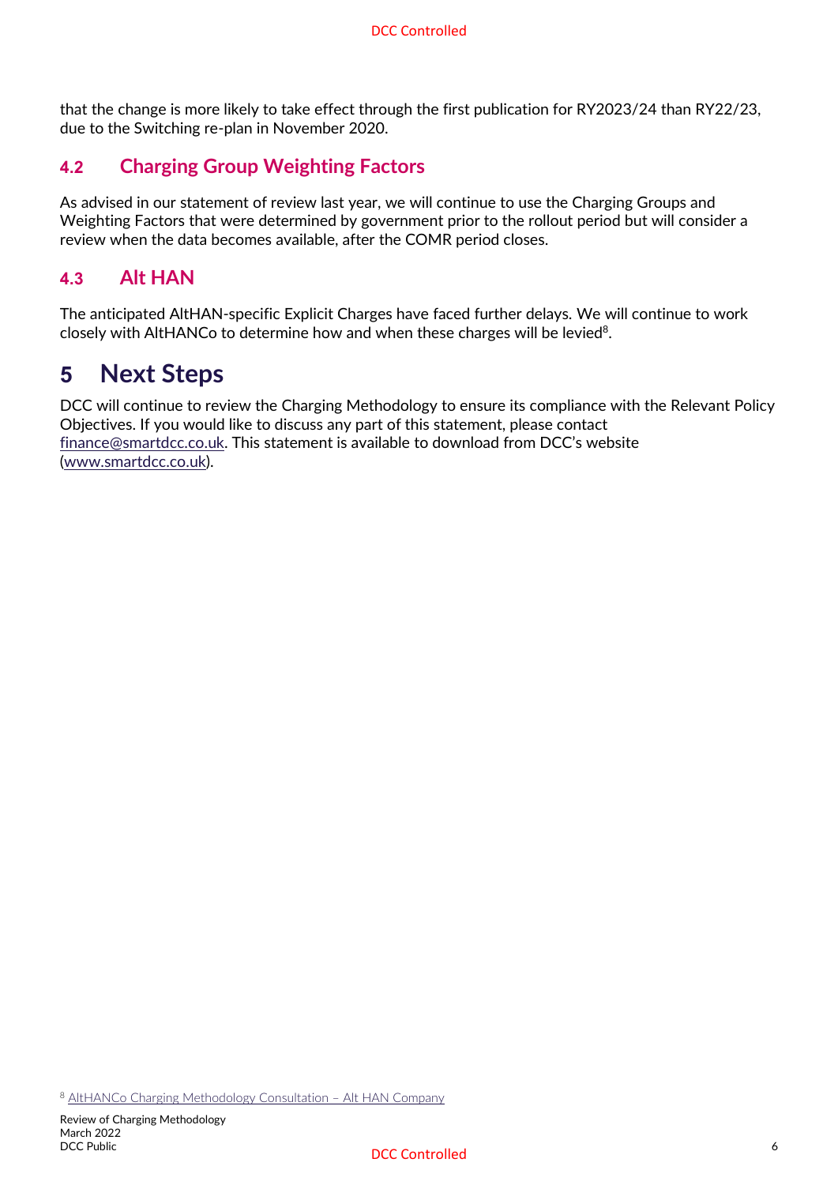that the change is more likely to take effect through the first publication for RY2023/24 than RY22/23, due to the Switching re-plan in November 2020.

## 4.2 Charging Group Weighting Factors

As advised in our statement of review last year, we will continue to use the Charging Groups and Weighting Factors that were determined by government prior to the rollout period but will consider a review when the data becomes available, after the COMR period closes.

## 4.3 Alt HAN

The anticipated AltHAN-specific Explicit Charges have faced further delays. We will continue to work closely with AltHANCo to determine how and when these charges will be levied[8].

# 5 Next Steps

DCC will continue to review the Charging Methodology to ensure its compliance with the Relevant Policy Objectives. If you would like to discuss any part of this statement, please contact finance@smartdcc.co.uk. This statement is available to download from DCC's website (www.smartdcc.co.uk).

[8] AltHANCo Charging Methodology Consultation – Alt HAN Company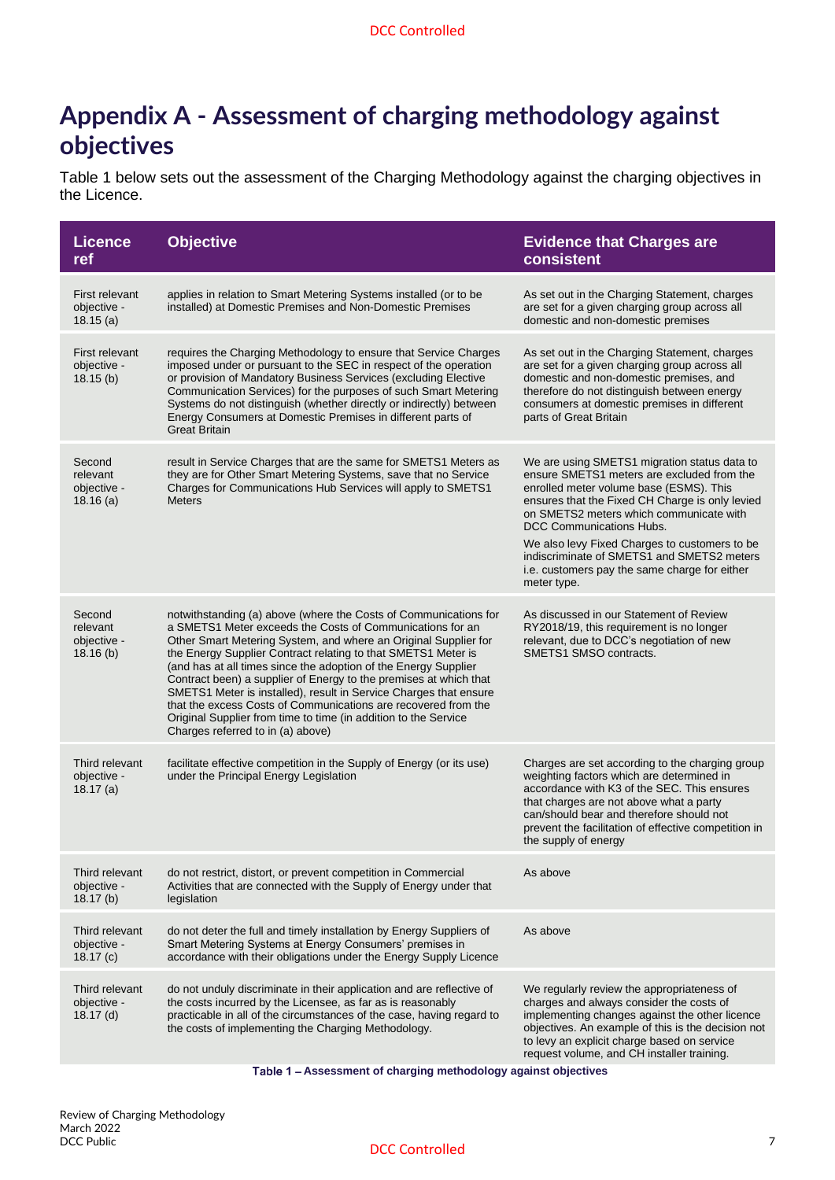# Appendix A - Assessment of charging methodology against objectives

Table 1 below sets out the assessment of the Charging Methodology against the charging objectives in the Licence.

| Licence ref | Objective | Evidence that Charges are consistent |
|---|---|---|
| First relevant objective - 18.15 (a) | applies in relation to Smart Metering Systems installed (or to be installed) at Domestic Premises and Non-Domestic Premises | As set out in the Charging Statement, charges are set for a given charging group across all domestic and non-domestic premises |
| First relevant objective - 18.15 (b) | requires the Charging Methodology to ensure that Service Charges imposed under or pursuant to the SEC in respect of the operation or provision of Mandatory Business Services (excluding Elective Communication Services) for the purposes of such Smart Metering Systems do not distinguish (whether directly or indirectly) between Energy Consumers at Domestic Premises in different parts of Great Britain | As set out in the Charging Statement, charges are set for a given charging group across all domestic and non-domestic premises, and therefore do not distinguish between energy consumers at domestic premises in different parts of Great Britain |
| Second relevant objective - 18.16 (a) | result in Service Charges that are the same for SMETS1 Meters as they are for Other Smart Metering Systems, save that no Service Charges for Communications Hub Services will apply to SMETS1 Meters | We are using SMETS1 migration status data to ensure SMETS1 meters are excluded from the enrolled meter volume base (ESMS). This ensures that the Fixed CH Charge is only levied on SMETS2 meters which communicate with DCC Communications Hubs.<br><br>We also levy Fixed Charges to customers to be indiscriminate of SMETS1 and SMETS2 meters i.e. customers pay the same charge for either meter type. |
| Second relevant objective - 18.16 (b) | notwithstanding (a) above (where the Costs of Communications for a SMETS1 Meter exceeds the Costs of Communications for an Other Smart Metering System, and where an Original Supplier for the Energy Supplier Contract relating to that SMETS1 Meter is (and has at all times since the adoption of the Energy Supplier Contract been) a supplier of Energy to the premises at which that SMETS1 Meter is installed), result in Service Charges that ensure that the excess Costs of Communications are recovered from the Original Supplier from time to time (in addition to the Service Charges referred to in (a) above) | As discussed in our Statement of Review RY2018/19, this requirement is no longer relevant, due to DCC's negotiation of new SMETS1 SMSO contracts. |
| Third relevant objective - 18.17 (a) | facilitate effective competition in the Supply of Energy (or its use) under the Principal Energy Legislation | Charges are set according to the charging group weighting factors which are determined in accordance with K3 of the SEC. This ensures that charges are not above what a party can/should bear and therefore should not prevent the facilitation of effective competition in the supply of energy |
| Third relevant objective - 18.17 (b) | do not restrict, distort, or prevent competition in Commercial Activities that are connected with the Supply of Energy under that legislation | As above |
| Third relevant objective - 18.17 (c) | do not deter the full and timely installation by Energy Suppliers of Smart Metering Systems at Energy Consumers' premises in accordance with their obligations under the Energy Supply Licence | As above |
| Third relevant objective - 18.17 (d) | do not unduly discriminate in their application and are reflective of the costs incurred by the Licensee, as far as is reasonably practicable in all of the circumstances of the case, having regard to the costs of implementing the Charging Methodology. | We regularly review the appropriateness of charges and always consider the costs of implementing changes against the other licence objectives. An example of this is the decision not to levy an explicit charge based on service request volume, and CH installer training. |

Table 1 – Assessment of charging methodology against objectives